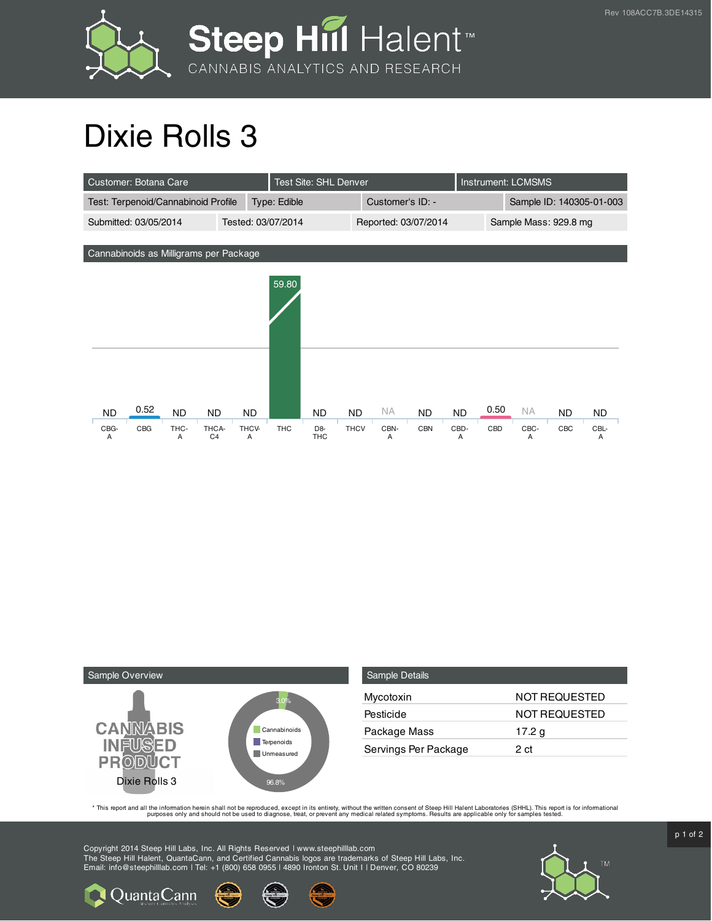# Dixie Rolls 3

| Customer: Botana Care | Test Site: SHL Denver | Instrument: LCMSMS | |
|---|---|---|---|
| Test: Terpenoid/Cannabinoid Profile | Type: Edible | Customer's ID: - | Sample ID: 140305-01-003 |
| Submitted: 03/05/2014 | Tested: 03/07/2014 | Reported: 03/07/2014 | Sample Mass: 929.8 mg |

## Cannabinoids as Milligrams per Package

| CBG-A | CBG | THC-A | THCA-C4 | THCV-A | THC | D8-THC | THCV | CBN-A | CBN | CBD-A | CBD | CBC-A | CBC | CBL-A |
|---|---|---|---|---|---|---|---|---|---|---|---|---|---|---|
| ND | 0.52 | ND | ND | ND | 59.80 | ND | ND | NA | ND | ND | 0.50 | NA | ND | ND |

## Sample Overview

CANNABIS INFUSED PRODUCT

Dixie Rolls 3

- Cannabinoids: 3.0%
- Terpenoids
- Unmeasured: 96.8%

## Sample Details

| | |
|---|---|
| Mycotoxin | NOT REQUESTED |
| Pesticide | NOT REQUESTED |
| Package Mass | 17.2 g |
| Servings Per Package | 2 ct |

* This report and all the information herein shall not be reproduced, except in its entirety, without the written consent of Steep Hill Halent Laboratories (SHHL). This report is for informational purposes only and should not be used to diagnose, treat, or prevent any medical related symptoms. Results are applicable only for samples tested.

Copyright 2014 Steep Hill Labs, Inc. All Rights Reserved | www.steephilllab.com
The Steep Hill Halent, QuantaCann, and Certified Cannabis logos are trademarks of Steep Hill Labs, Inc.
Email: info@steephilllab.com | Tel: +1 (800) 658 0955 | 4890 Ironton St. Unit I | Denver, CO 80239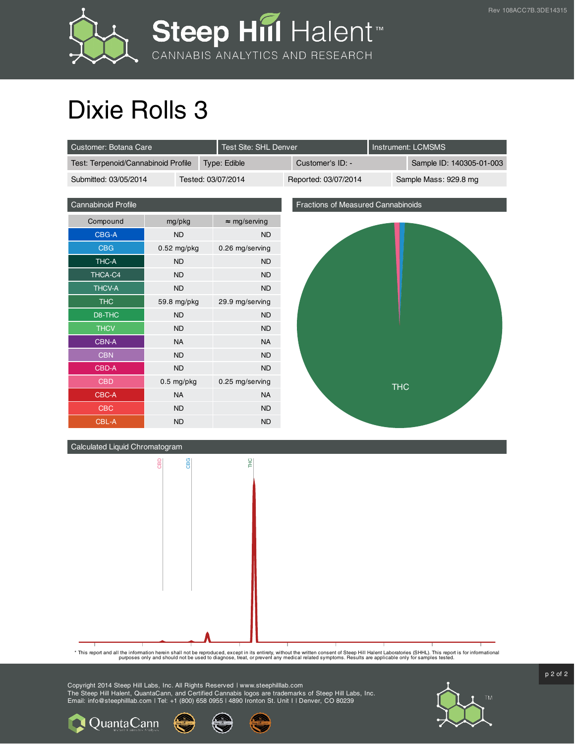Rev 108ACC7B.3DE14315

# Dixie Rolls 3

| | | |
|---|---|---|
| Customer: Botana Care | Test Site: SHL Denver | Instrument: LCMSMS |
| Test: Terpenoid/Cannabinoid Profile | Type: Edible | Customer's ID: - | Sample ID: 140305-01-003 |
| Submitted: 03/05/2014 | Tested: 03/07/2014 | Reported: 03/07/2014 | Sample Mass: 929.8 mg |

## Cannabinoid Profile

| Compound | mg/pkg | ≈ mg/serving |
|---|---|---|
| CBG-A | ND | ND |
| CBG | 0.52 mg/pkg | 0.26 mg/serving |
| THC-A | ND | ND |
| THCA-C4 | ND | ND |
| THCV-A | ND | ND |
| THC | 59.8 mg/pkg | 29.9 mg/serving |
| D8-THC | ND | ND |
| THCV | ND | ND |
| CBN-A | NA | NA |
| CBN | ND | ND |
| CBD-A | ND | ND |
| CBD | 0.5 mg/pkg | 0.25 mg/serving |
| CBC-A | NA | NA |
| CBC | ND | ND |
| CBL-A | ND | ND |

## Fractions of Measured Cannabinoids

THC

## Calculated Liquid Chromatogram

CBD
CBG
THC

\* This report and all the information herein shall not be reproduced, except in its entirety, without the written consent of Steep Hill Halent Laboratories (SHHL). This report is for informational purposes only and should not be used to diagnose, treat, or prevent any medical related symptoms. Results are applicable only for samples tested.

Copyright 2014 Steep Hill Labs, Inc. All Rights Reserved | www.steephilllab.com
The Steep Hill Halent, QuantaCann, and Certified Cannabis logos are trademarks of Steep Hill Labs, Inc.
Email: info@steephilllab.com | Tel: +1 (800) 658 0955 | 4890 Ironton St. Unit I | Denver, CO 80239